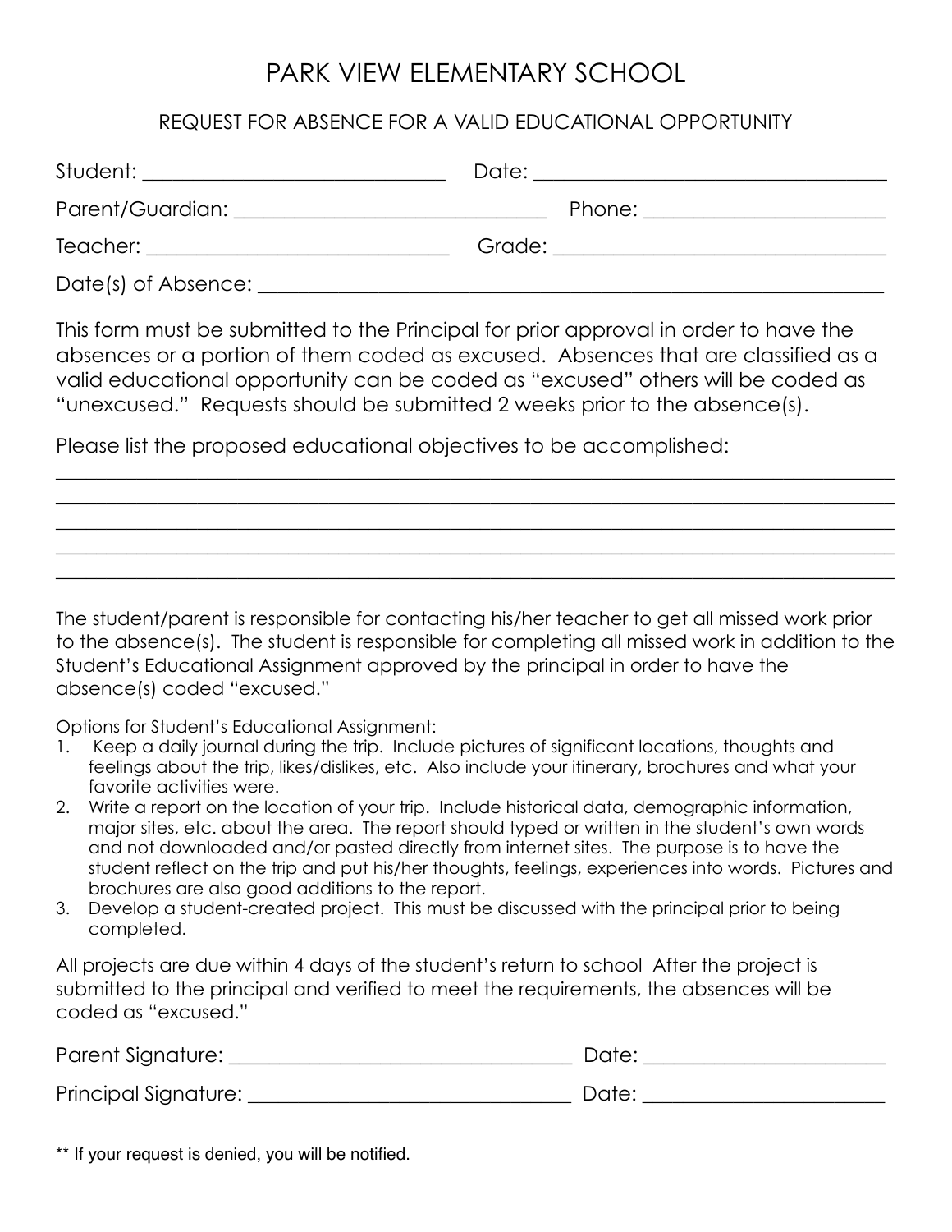# PARK VIEW ELEMENTARY SCHOOL

## REQUEST FOR ABSENCE FOR A VALID EDUCATIONAL OPPORTUNITY

Student: ______________________________ Date: ___________________________________

Parent/Guardian: ______________________________ Phone: _______________________

Teacher: ______________________________ Grade: _________________________________

Date(s) of Absence: _____________________________________________________________

This form must be submitted to the Principal for prior approval in order to have the absences or a portion of them coded as excused. Absences that are classified as a valid educational opportunity can be coded as "excused" others will be coded as "unexcused." Requests should be submitted 2 weeks prior to the absence(s).

Please list the proposed educational objectives to be accomplished:

_____________________________________________________________________________________

_____________________________________________________________________________________

_____________________________________________________________________________________

_____________________________________________________________________________________

_____________________________________________________________________________________

The student/parent is responsible for contacting his/her teacher to get all missed work prior to the absence(s). The student is responsible for completing all missed work in addition to the Student's Educational Assignment approved by the principal in order to have the absence(s) coded "excused."

Options for Student's Educational Assignment:

1. Keep a daily journal during the trip. Include pictures of significant locations, thoughts and feelings about the trip, likes/dislikes, etc. Also include your itinerary, brochures and what your favorite activities were.
2. Write a report on the location of your trip. Include historical data, demographic information, major sites, etc. about the area. The report should typed or written in the student's own words and not downloaded and/or pasted directly from internet sites. The purpose is to have the student reflect on the trip and put his/her thoughts, feelings, experiences into words. Pictures and brochures are also good additions to the report.
3. Develop a student-created project. This must be discussed with the principal prior to being completed.

All projects are due within 4 days of the student's return to school After the project is submitted to the principal and verified to meet the requirements, the absences will be coded as "excused."

Parent Signature: __________________________________ Date: _______________________

Principal Signature: ________________________________ Date: _______________________

** If your request is denied, you will be notified.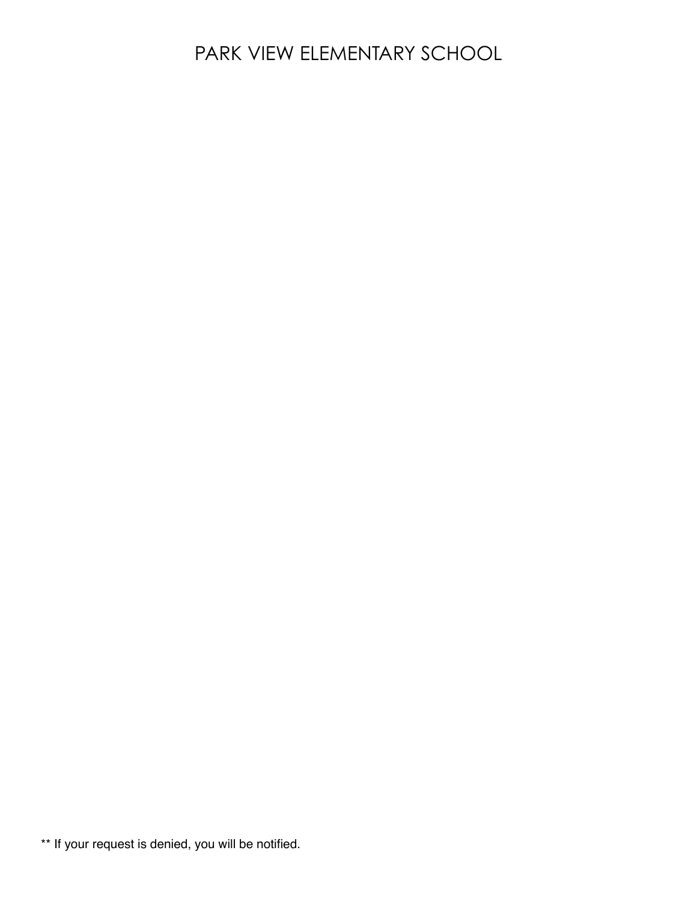# PARK VIEW ELEMENTARY SCHOOL

** If your request is denied, you will be notified.